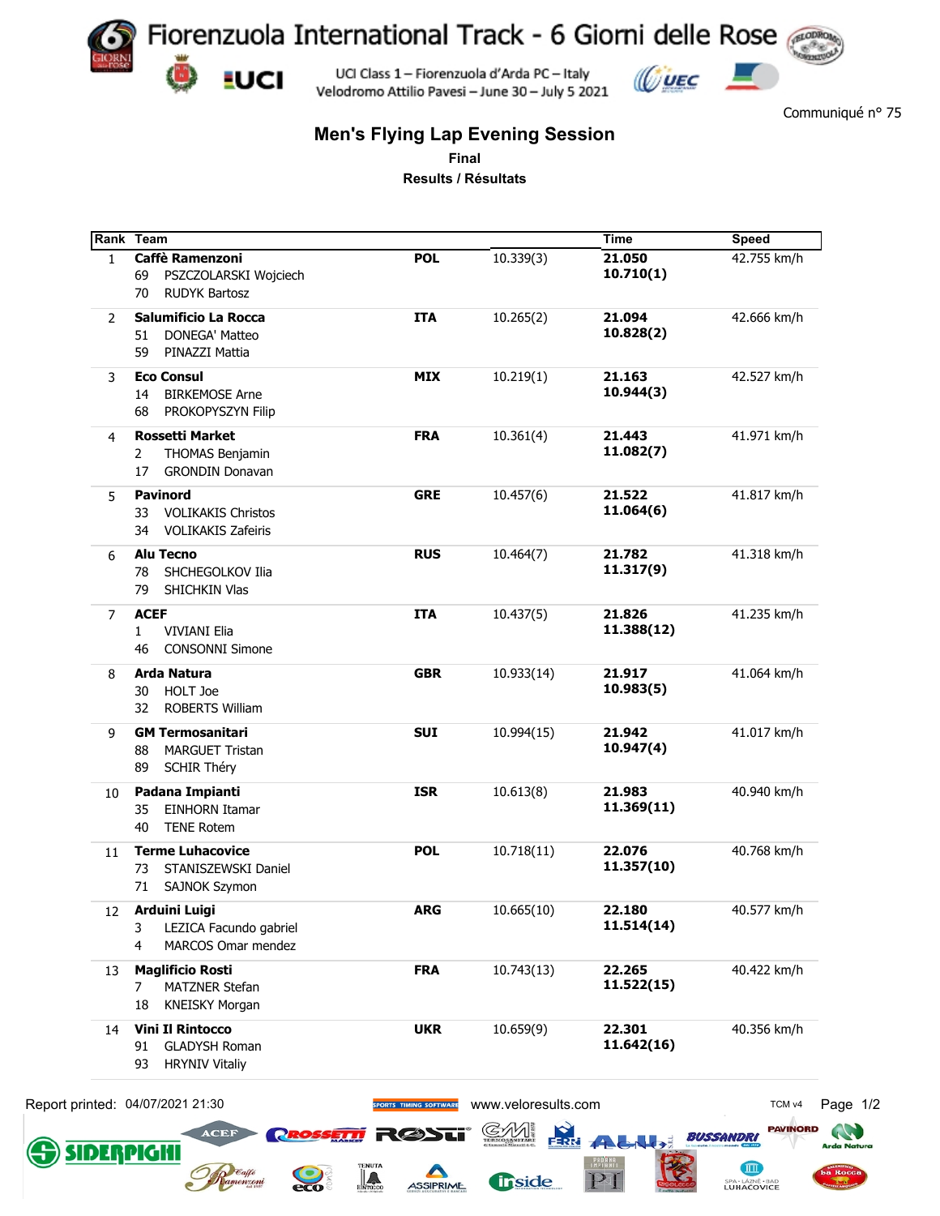# Fiorenzuola International Track - 6 Giorni delle Rose

UCI Class 1 – Fiorenzuola d'Arda PC – Italy
Velodromo Attilio Pavesi – June 30 – July 5 2021

Communiqué n° 75

## Men's Flying Lap Evening Session

**Final**

**Results / Résultats**

| Rank | Team | | | Time | Speed |
|---|---|---|---|---|---|
| 1 | **Caffè Ramenzoni**<br>69 PSZCZOLARSKI Wojciech<br>70 RUDYK Bartosz | **POL** | 10.339(3) | **21.050**<br>**10.710(1)** | 42.755 km/h |
| 2 | **Salumificio La Rocca**<br>51 DONEGA' Matteo<br>59 PINAZZI Mattia | **ITA** | 10.265(2) | **21.094**<br>**10.828(2)** | 42.666 km/h |
| 3 | **Eco Consul**<br>14 BIRKEMOSE Arne<br>68 PROKOPYSZYN Filip | **MIX** | 10.219(1) | **21.163**<br>**10.944(3)** | 42.527 km/h |
| 4 | **Rossetti Market**<br>2 THOMAS Benjamin<br>17 GRONDIN Donavan | **FRA** | 10.361(4) | **21.443**<br>**11.082(7)** | 41.971 km/h |
| 5 | **Pavinord**<br>33 VOLIKAKIS Christos<br>34 VOLIKAKIS Zafeiris | **GRE** | 10.457(6) | **21.522**<br>**11.064(6)** | 41.817 km/h |
| 6 | **Alu Tecno**<br>78 SHCHEGOLKOV Ilia<br>79 SHICHKIN Vlas | **RUS** | 10.464(7) | **21.782**<br>**11.317(9)** | 41.318 km/h |
| 7 | **ACEF**<br>1 VIVIANI Elia<br>46 CONSONNI Simone | **ITA** | 10.437(5) | **21.826**<br>**11.388(12)** | 41.235 km/h |
| 8 | **Arda Natura**<br>30 HOLT Joe<br>32 ROBERTS William | **GBR** | 10.933(14) | **21.917**<br>**10.983(5)** | 41.064 km/h |
| 9 | **GM Termosanitari**<br>88 MARGUET Tristan<br>89 SCHIR Théry | **SUI** | 10.994(15) | **21.942**<br>**10.947(4)** | 41.017 km/h |
| 10 | **Padana Impianti**<br>35 EINHORN Itamar<br>40 TENE Rotem | **ISR** | 10.613(8) | **21.983**<br>**11.369(11)** | 40.940 km/h |
| 11 | **Terme Luhacovice**<br>73 STANISZEWSKI Daniel<br>71 SAJNOK Szymon | **POL** | 10.718(11) | **22.076**<br>**11.357(10)** | 40.768 km/h |
| 12 | **Arduini Luigi**<br>3 LEZICA Facundo gabriel<br>4 MARCOS Omar mendez | **ARG** | 10.665(10) | **22.180**<br>**11.514(14)** | 40.577 km/h |
| 13 | **Maglificio Rosti**<br>7 MATZNER Stefan<br>18 KNEISKY Morgan | **FRA** | 10.743(13) | **22.265**<br>**11.522(15)** | 40.422 km/h |
| 14 | **Vini Il Rintocco**<br>91 GLADYSH Roman<br>93 HRYNIV Vitaliy | **UKR** | 10.659(9) | **22.301**<br>**11.642(16)** | 40.356 km/h |

Report printed: 04/07/2021 21:30 www.veloresults.com TCM v4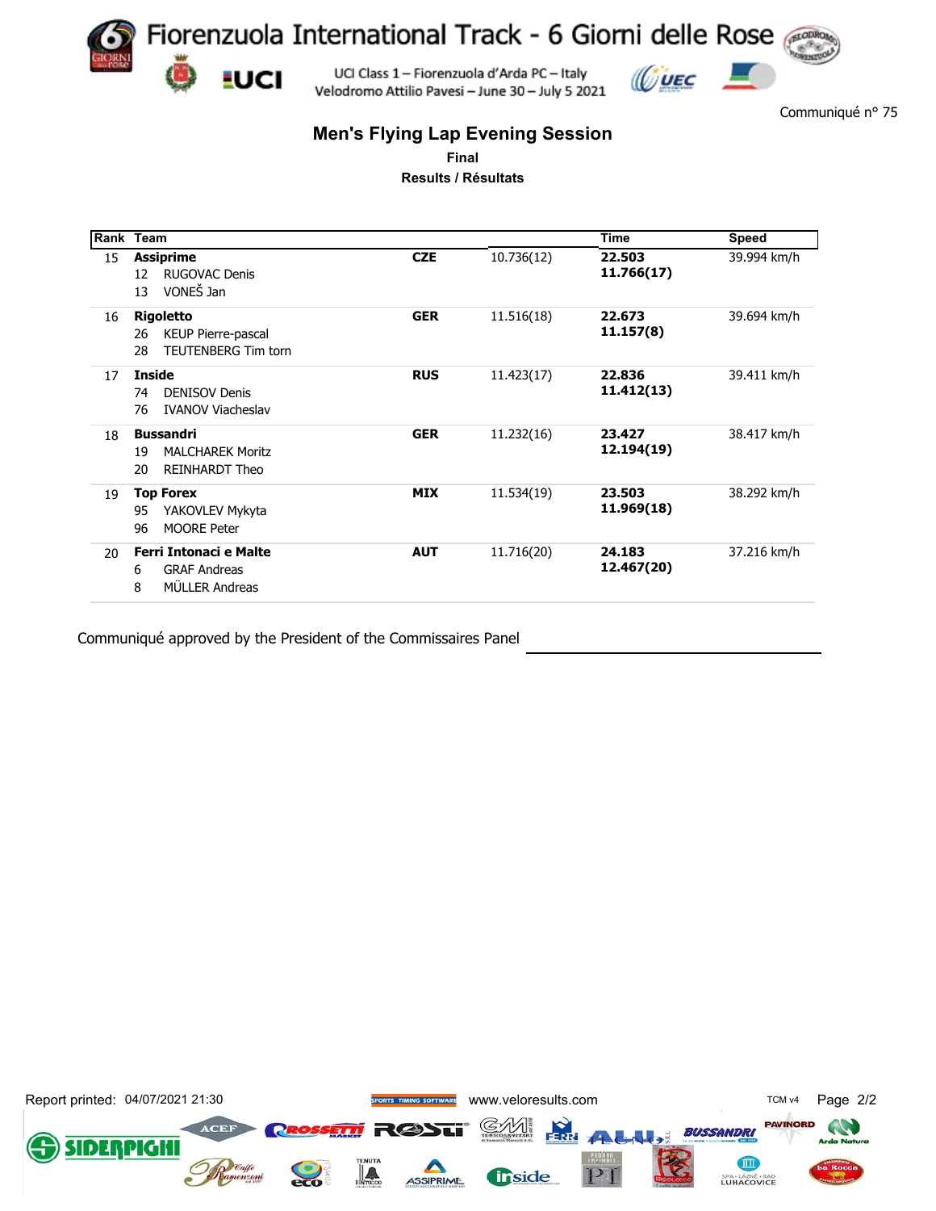Communiqué n° 75

## Men's Flying Lap Evening Session

**Final**

**Results / Résultats**

| Rank | Team | | | Time | Speed |
|---|---|---|---|---|---|
| 15 | **Assiprime**<br>12 RUGOVAC Denis<br>13 VONEŠ Jan | **CZE** | 10.736(12) | **22.503**<br>**11.766(17)** | 39.994 km/h |
| 16 | **Rigoletto**<br>26 KEUP Pierre-pascal<br>28 TEUTENBERG Tim torn | **GER** | 11.516(18) | **22.673**<br>**11.157(8)** | 39.694 km/h |
| 17 | **Inside**<br>74 DENISOV Denis<br>76 IVANOV Viacheslav | **RUS** | 11.423(17) | **22.836**<br>**11.412(13)** | 39.411 km/h |
| 18 | **Bussandri**<br>19 MALCHAREK Moritz<br>20 REINHARDT Theo | **GER** | 11.232(16) | **23.427**<br>**12.194(19)** | 38.417 km/h |
| 19 | **Top Forex**<br>95 YAKOVLEV Mykyta<br>96 MOORE Peter | **MIX** | 11.534(19) | **23.503**<br>**11.969(18)** | 38.292 km/h |
| 20 | **Ferri Intonaci e Malte**<br>6 GRAF Andreas<br>8 MÜLLER Andreas | **AUT** | 11.716(20) | **24.183**<br>**12.467(20)** | 37.216 km/h |

Communiqué approved by the President of the Commissaires Panel \_\_\_\_\_\_\_\_\_\_\_\_\_\_\_\_\_\_\_\_

Report printed: 04/07/2021 21:30 www.veloresults.com TCM v4